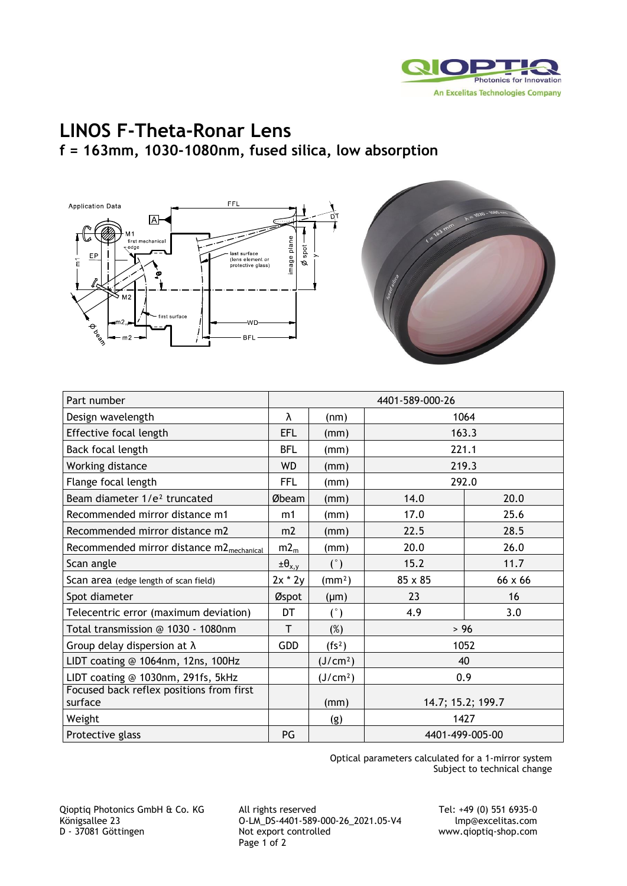# LINOS F-Theta-Ronar Lens

## f = 163mm, 1030-1080nm, fused silica, low absorption

| Part number | | | 4401-589-000-26 | |
|---|---|---|---|---|
| Design wavelength | λ | (nm) | 1064 | |
| Effective focal length | EFL | (mm) | 163.3 | |
| Back focal length | BFL | (mm) | 221.1 | |
| Working distance | WD | (mm) | 219.3 | |
| Flange focal length | FFL | (mm) | 292.0 | |
| Beam diameter $1/e^2$ truncated | Øbeam | (mm) | 14.0 | 20.0 |
| Recommended mirror distance m1 | m1 | (mm) | 17.0 | 25.6 |
| Recommended mirror distance m2 | m2 | (mm) | 22.5 | 28.5 |
| Recommended mirror distance $m2_{mechanical}$ | $m2_m$ | (mm) | 20.0 | 26.0 |
| Scan angle | $\pm\theta_{x,y}$ | (°) | 15.2 | 11.7 |
| Scan area (edge length of scan field) | 2x * 2y | $(mm^2)$ | 85 x 85 | 66 x 66 |
| Spot diameter | Øspot | (µm) | 23 | 16 |
| Telecentric error (maximum deviation) | DT | (°) | 4.9 | 3.0 |
| Total transmission @ 1030 - 1080nm | T | (%) | > 96 | |
| Group delay dispersion at λ | GDD | $(fs^2)$ | 1052 | |
| LIDT coating @ 1064nm, 12ns, 100Hz | | $(J/cm^2)$ | 40 | |
| LIDT coating @ 1030nm, 291fs, 5kHz | | $(J/cm^2)$ | 0.9 | |
| Focused back reflex positions from first surface | | (mm) | 14.7; 15.2; 199.7 | |
| Weight | | (g) | 1427 | |
| Protective glass | PG | | 4401-499-005-00 | |

Optical parameters calculated for a 1-mirror system
Subject to technical change

Qioptiq Photonics GmbH & Co. KG
Königsallee 23
D - 37081 Göttingen

All rights reserved
O-LM_DS-4401-589-000-26_2021.05-V4
Not export controlled

Tel: +49 (0) 551 6935-0
lmp@excelitas.com
www.qioptiq-shop.com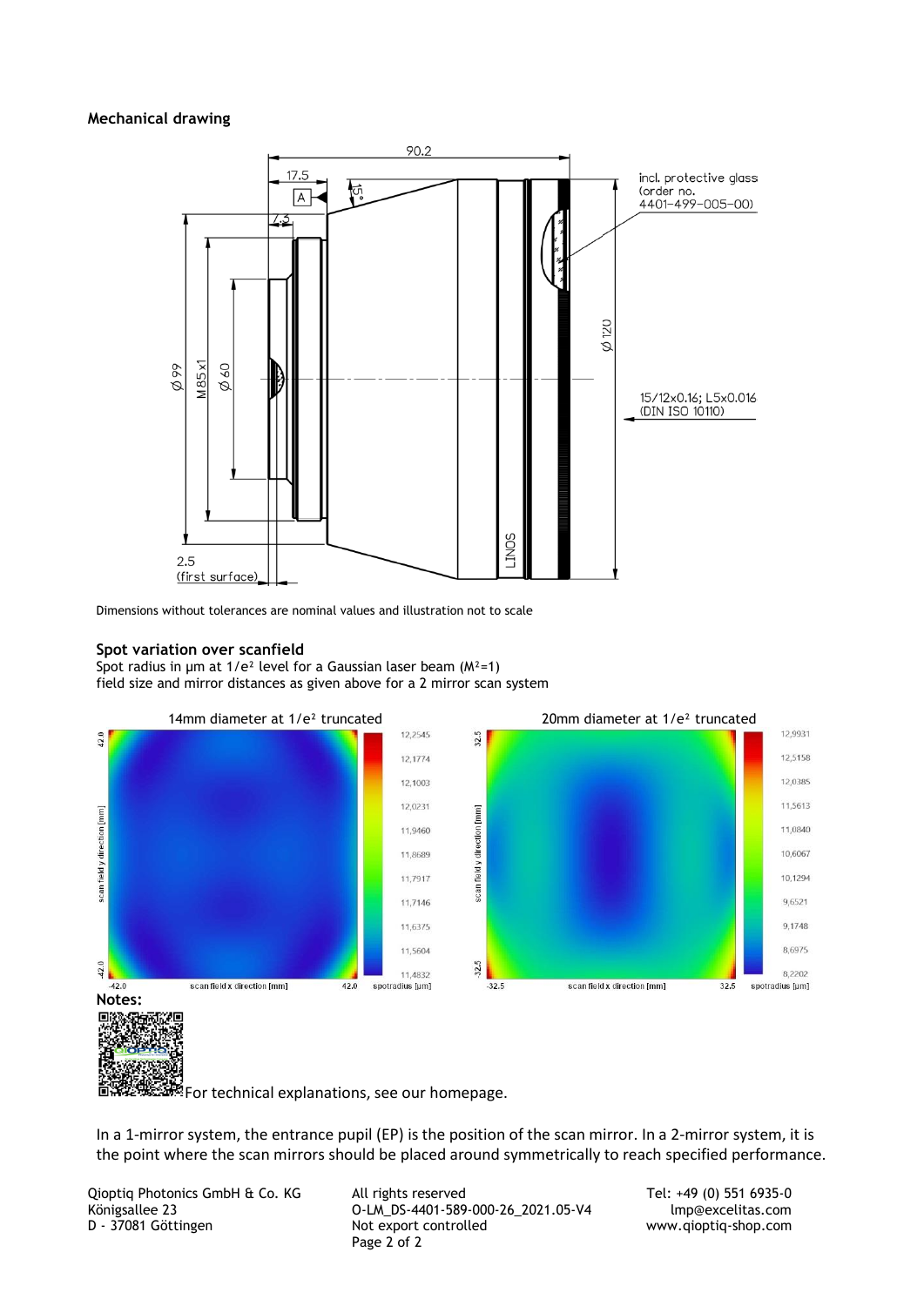## Mechanical drawing

90.2

17.5

A

15°

7.3

incl. protective glass
(order no.
4401-499-005-00)

Ø 99

M85x1

Ø 60

Ø 120

15/12x0.16; L5x0.016
(DIN ISO 10110)

LINOS

2.5
(first surface)

Dimensions without tolerances are nominal values and illustration not to scale

## Spot variation over scanfield

Spot radius in µm at $1/e^2$ level for a Gaussian laser beam ($M^2$=1)
field size and mirror distances as given above for a 2 mirror scan system

14mm diameter at $1/e^2$ truncated

42.0

-42.0

scan field y direction [mm]

-42.0

scan field x direction [mm]

42.0

12,2545
12,1774
12,1003
12,0231
11,9460
11,8689
11,7917
11,7146
11,6375
11,5604
11,4832
spotradius [µm]

20mm diameter at $1/e^2$ truncated

32.5

-32.5

scan field y direction [mm]

-32.5

scan field x direction [mm]

32.5

12,9931
12,5158
12,0385
11,5613
11,0840
10,6067
10,1294
9,6521
9,1748
8,6975
8,2202
spotradius [µm]

**Notes:**

For technical explanations, see our homepage.

In a 1-mirror system, the entrance pupil (EP) is the position of the scan mirror. In a 2-mirror system, it is the point where the scan mirrors should be placed around symmetrically to reach specified performance.

Qioptiq Photonics GmbH & Co. KG
Königsallee 23
D - 37081 Göttingen

All rights reserved
O-LM_DS-4401-589-000-26_2021.05-V4
Not export controlled

Tel: +49 (0) 551 6935-0
lmp@excelitas.com
www.qioptiq-shop.com